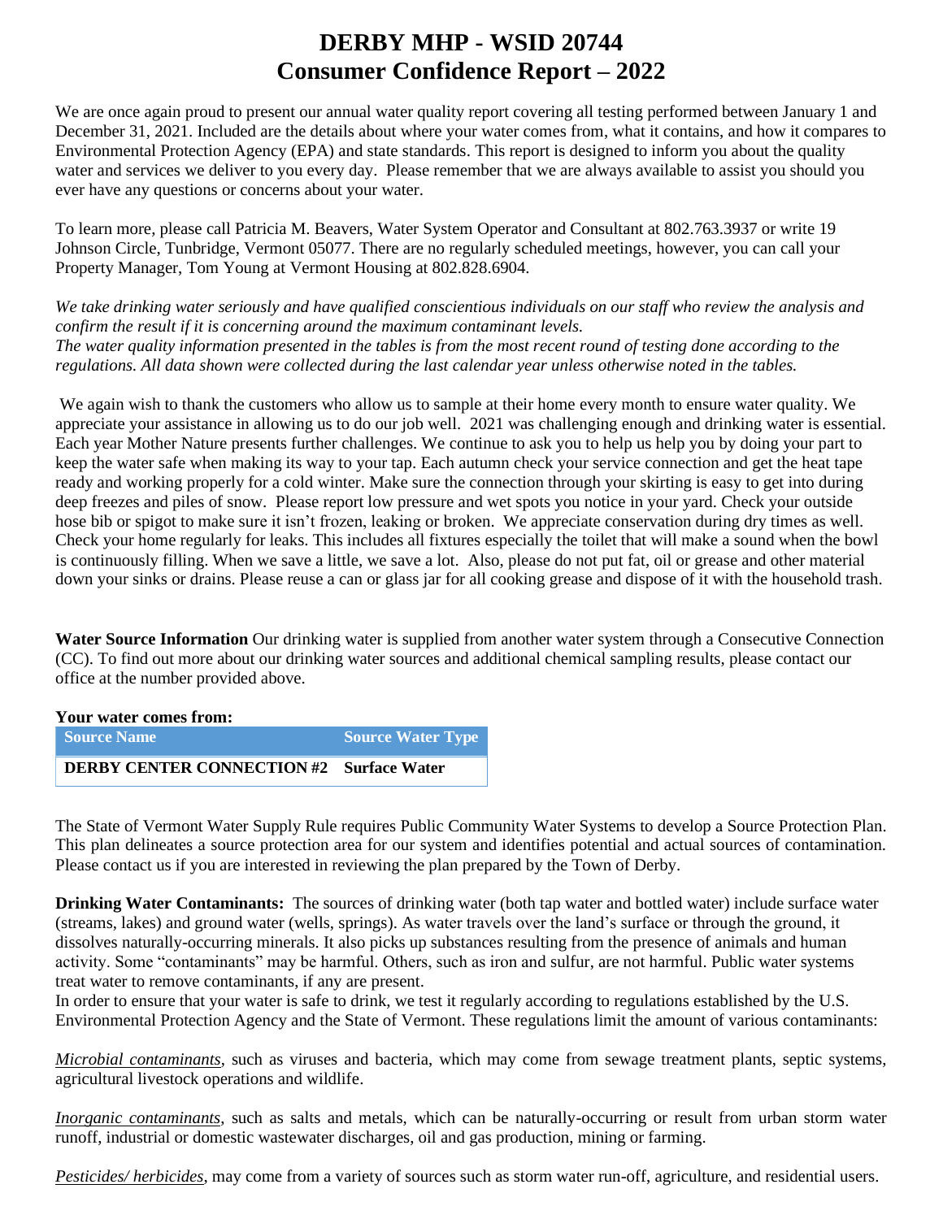# DERBY MHP - WSID 20744
# Consumer Confidence Report – 2022

We are once again proud to present our annual water quality report covering all testing performed between January 1 and December 31, 2021. Included are the details about where your water comes from, what it contains, and how it compares to Environmental Protection Agency (EPA) and state standards. This report is designed to inform you about the quality water and services we deliver to you every day. Please remember that we are always available to assist you should you ever have any questions or concerns about your water.

To learn more, please call Patricia M. Beavers, Water System Operator and Consultant at 802.763.3937 or write 19 Johnson Circle, Tunbridge, Vermont 05077. There are no regularly scheduled meetings, however, you can call your Property Manager, Tom Young at Vermont Housing at 802.828.6904.

*We take drinking water seriously and have qualified conscientious individuals on our staff who review the analysis and confirm the result if it is concerning around the maximum contaminant levels.*
*The water quality information presented in the tables is from the most recent round of testing done according to the regulations. All data shown were collected during the last calendar year unless otherwise noted in the tables.*

We again wish to thank the customers who allow us to sample at their home every month to ensure water quality. We appreciate your assistance in allowing us to do our job well. 2021 was challenging enough and drinking water is essential. Each year Mother Nature presents further challenges. We continue to ask you to help us help you by doing your part to keep the water safe when making its way to your tap. Each autumn check your service connection and get the heat tape ready and working properly for a cold winter. Make sure the connection through your skirting is easy to get into during deep freezes and piles of snow. Please report low pressure and wet spots you notice in your yard. Check your outside hose bib or spigot to make sure it isn't frozen, leaking or broken. We appreciate conservation during dry times as well. Check your home regularly for leaks. This includes all fixtures especially the toilet that will make a sound when the bowl is continuously filling. When we save a little, we save a lot. Also, please do not put fat, oil or grease and other material down your sinks or drains. Please reuse a can or glass jar for all cooking grease and dispose of it with the household trash.

**Water Source Information** Our drinking water is supplied from another water system through a Consecutive Connection (CC). To find out more about our drinking water sources and additional chemical sampling results, please contact our office at the number provided above.

**Your water comes from:**

| Source Name | Source Water Type |
|---|---|
| **DERBY CENTER CONNECTION #2** | **Surface Water** |

The State of Vermont Water Supply Rule requires Public Community Water Systems to develop a Source Protection Plan. This plan delineates a source protection area for our system and identifies potential and actual sources of contamination. Please contact us if you are interested in reviewing the plan prepared by the Town of Derby.

**Drinking Water Contaminants:** The sources of drinking water (both tap water and bottled water) include surface water (streams, lakes) and ground water (wells, springs). As water travels over the land's surface or through the ground, it dissolves naturally-occurring minerals. It also picks up substances resulting from the presence of animals and human activity. Some "contaminants" may be harmful. Others, such as iron and sulfur, are not harmful. Public water systems treat water to remove contaminants, if any are present.
In order to ensure that your water is safe to drink, we test it regularly according to regulations established by the U.S. Environmental Protection Agency and the State of Vermont. These regulations limit the amount of various contaminants:

*Microbial contaminants*, such as viruses and bacteria, which may come from sewage treatment plants, septic systems, agricultural livestock operations and wildlife.

*Inorganic contaminants*, such as salts and metals, which can be naturally-occurring or result from urban storm water runoff, industrial or domestic wastewater discharges, oil and gas production, mining or farming.

*Pesticides/ herbicides*, may come from a variety of sources such as storm water run-off, agriculture, and residential users.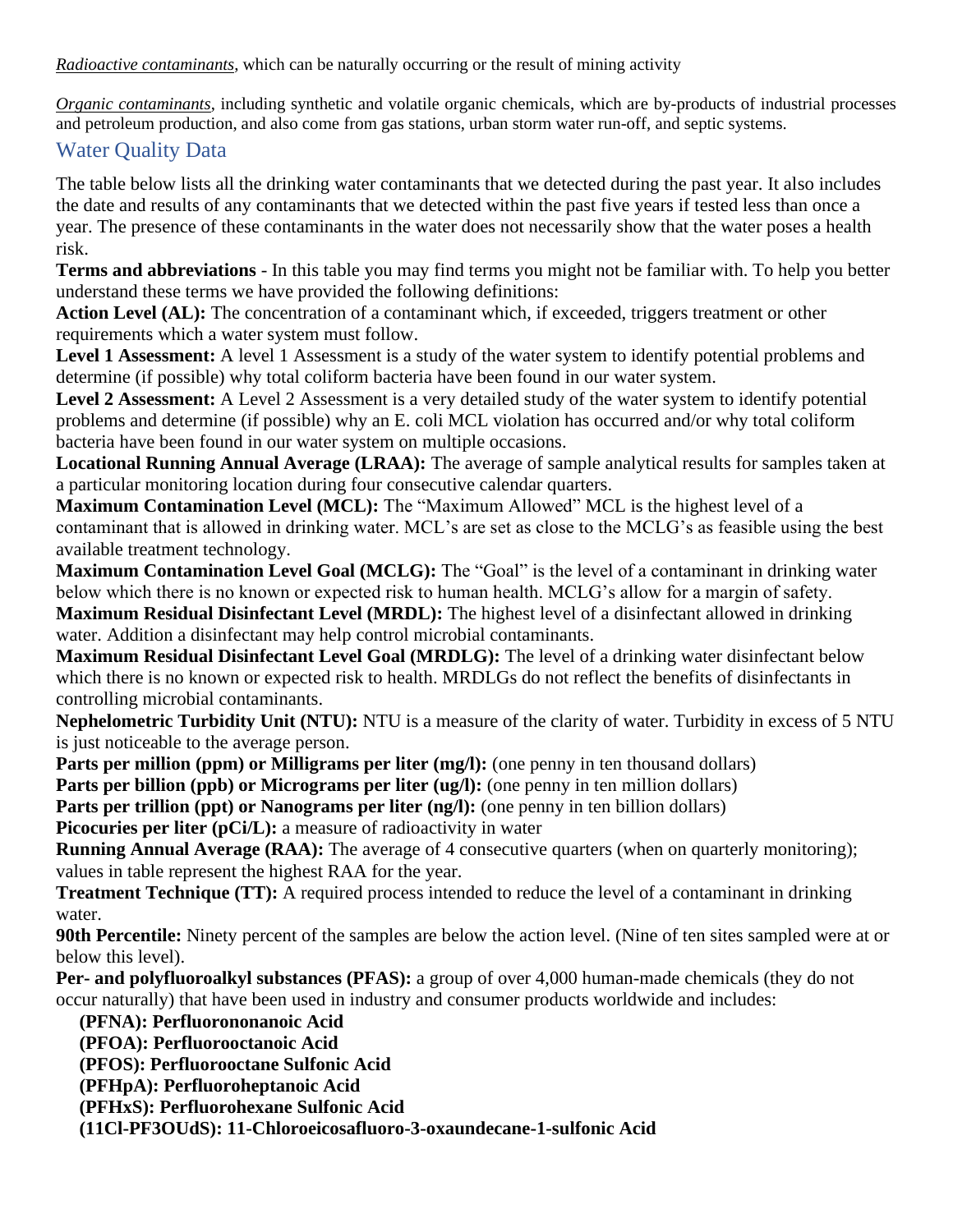*Radioactive contaminants*, which can be naturally occurring or the result of mining activity

*Organic contaminants*, including synthetic and volatile organic chemicals, which are by-products of industrial processes and petroleum production, and also come from gas stations, urban storm water run-off, and septic systems.

## Water Quality Data

The table below lists all the drinking water contaminants that we detected during the past year. It also includes the date and results of any contaminants that we detected within the past five years if tested less than once a year. The presence of these contaminants in the water does not necessarily show that the water poses a health risk.

**Terms and abbreviations** - In this table you may find terms you might not be familiar with. To help you better understand these terms we have provided the following definitions:

**Action Level (AL):** The concentration of a contaminant which, if exceeded, triggers treatment or other requirements which a water system must follow.

**Level 1 Assessment:** A level 1 Assessment is a study of the water system to identify potential problems and determine (if possible) why total coliform bacteria have been found in our water system.

**Level 2 Assessment:** A Level 2 Assessment is a very detailed study of the water system to identify potential problems and determine (if possible) why an E. coli MCL violation has occurred and/or why total coliform bacteria have been found in our water system on multiple occasions.

**Locational Running Annual Average (LRAA):** The average of sample analytical results for samples taken at a particular monitoring location during four consecutive calendar quarters.

**Maximum Contamination Level (MCL):** The "Maximum Allowed" MCL is the highest level of a contaminant that is allowed in drinking water. MCL's are set as close to the MCLG's as feasible using the best available treatment technology.

**Maximum Contamination Level Goal (MCLG):** The "Goal" is the level of a contaminant in drinking water below which there is no known or expected risk to human health. MCLG's allow for a margin of safety.

**Maximum Residual Disinfectant Level (MRDL):** The highest level of a disinfectant allowed in drinking water. Addition a disinfectant may help control microbial contaminants.

**Maximum Residual Disinfectant Level Goal (MRDLG):** The level of a drinking water disinfectant below which there is no known or expected risk to health. MRDLGs do not reflect the benefits of disinfectants in controlling microbial contaminants.

**Nephelometric Turbidity Unit (NTU):** NTU is a measure of the clarity of water. Turbidity in excess of 5 NTU is just noticeable to the average person.

**Parts per million (ppm) or Milligrams per liter (mg/l):** (one penny in ten thousand dollars)

**Parts per billion (ppb) or Micrograms per liter (ug/l):** (one penny in ten million dollars)

**Parts per trillion (ppt) or Nanograms per liter (ng/l):** (one penny in ten billion dollars)

**Picocuries per liter (pCi/L):** a measure of radioactivity in water

**Running Annual Average (RAA):** The average of 4 consecutive quarters (when on quarterly monitoring); values in table represent the highest RAA for the year.

**Treatment Technique (TT):** A required process intended to reduce the level of a contaminant in drinking water.

**90th Percentile:** Ninety percent of the samples are below the action level. (Nine of ten sites sampled were at or below this level).

**Per- and polyfluoroalkyl substances (PFAS):** a group of over 4,000 human-made chemicals (they do not occur naturally) that have been used in industry and consumer products worldwide and includes:

- **(PFNA): Perfluorononanoic Acid**
- **(PFOA): Perfluorooctanoic Acid**
- **(PFOS): Perfluorooctane Sulfonic Acid**
- **(PFHpA): Perfluoroheptanoic Acid**
- **(PFHxS): Perfluorohexane Sulfonic Acid**
- **(11Cl-PF3OUdS): 11-Chloroeicosafluoro-3-oxaundecane-1-sulfonic Acid**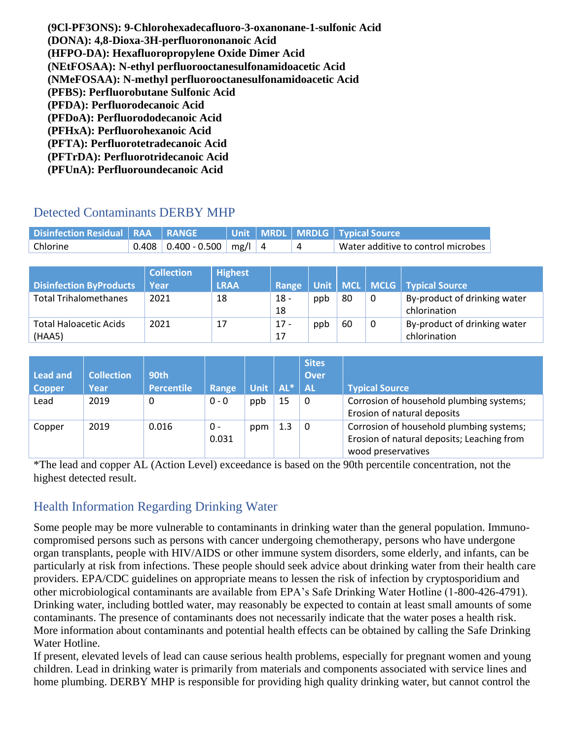**(9Cl-PF3ONS): 9-Chlorohexadecafluoro-3-oxanonane-1-sulfonic Acid**
**(DONA): 4,8-Dioxa-3H-perfluorononanoic Acid**
**(HFPO-DA): Hexafluoropropylene Oxide Dimer Acid**
**(NEtFOSAA): N-ethyl perfluorooctanesulfonamidoacetic Acid**
**(NMeFOSAA): N-methyl perfluorooctanesulfonamidoacetic Acid**
**(PFBS): Perfluorobutane Sulfonic Acid**
**(PFDA): Perfluorodecanoic Acid**
**(PFDoA): Perfluorododecanoic Acid**
**(PFHxA): Perfluorohexanoic Acid**
**(PFTA): Perfluorotetradecanoic Acid**
**(PFTrDA): Perfluorotridecanoic Acid**
**(PFUnA): Perfluoroundecanoic Acid**

## Detected Contaminants DERBY MHP

| Disinfection Residual | RAA | RANGE | Unit | MRDL | MRDLG | Typical Source |
|---|---|---|---|---|---|---|
| Chlorine | 0.408 | 0.400 - 0.500 | mg/l | 4 | 4 | Water additive to control microbes |

| Disinfection ByProducts | Collection Year | Highest LRAA | Range | Unit | MCL | MCLG | Typical Source |
|---|---|---|---|---|---|---|---|
| Total Trihalomethanes | 2021 | 18 | 18 - 18 | ppb | 80 | 0 | By-product of drinking water chlorination |
| Total Haloacetic Acids (HAA5) | 2021 | 17 | 17 - 17 | ppb | 60 | 0 | By-product of drinking water chlorination |

| Lead and Copper | Collection Year | 90th Percentile | Range | Unit | AL* | Sites Over AL | Typical Source |
|---|---|---|---|---|---|---|---|
| Lead | 2019 | 0 | 0 - 0 | ppb | 15 | 0 | Corrosion of household plumbing systems; Erosion of natural deposits |
| Copper | 2019 | 0.016 | 0 - 0.031 | ppm | 1.3 | 0 | Corrosion of household plumbing systems; Erosion of natural deposits; Leaching from wood preservatives |

*The lead and copper AL (Action Level) exceedance is based on the 90th percentile concentration, not the highest detected result.

## Health Information Regarding Drinking Water

Some people may be more vulnerable to contaminants in drinking water than the general population. Immuno-compromised persons such as persons with cancer undergoing chemotherapy, persons who have undergone organ transplants, people with HIV/AIDS or other immune system disorders, some elderly, and infants, can be particularly at risk from infections. These people should seek advice about drinking water from their health care providers. EPA/CDC guidelines on appropriate means to lessen the risk of infection by cryptosporidium and other microbiological contaminants are available from EPA's Safe Drinking Water Hotline (1-800-426-4791). Drinking water, including bottled water, may reasonably be expected to contain at least small amounts of some contaminants. The presence of contaminants does not necessarily indicate that the water poses a health risk. More information about contaminants and potential health effects can be obtained by calling the Safe Drinking Water Hotline.

If present, elevated levels of lead can cause serious health problems, especially for pregnant women and young children. Lead in drinking water is primarily from materials and components associated with service lines and home plumbing. DERBY MHP is responsible for providing high quality drinking water, but cannot control the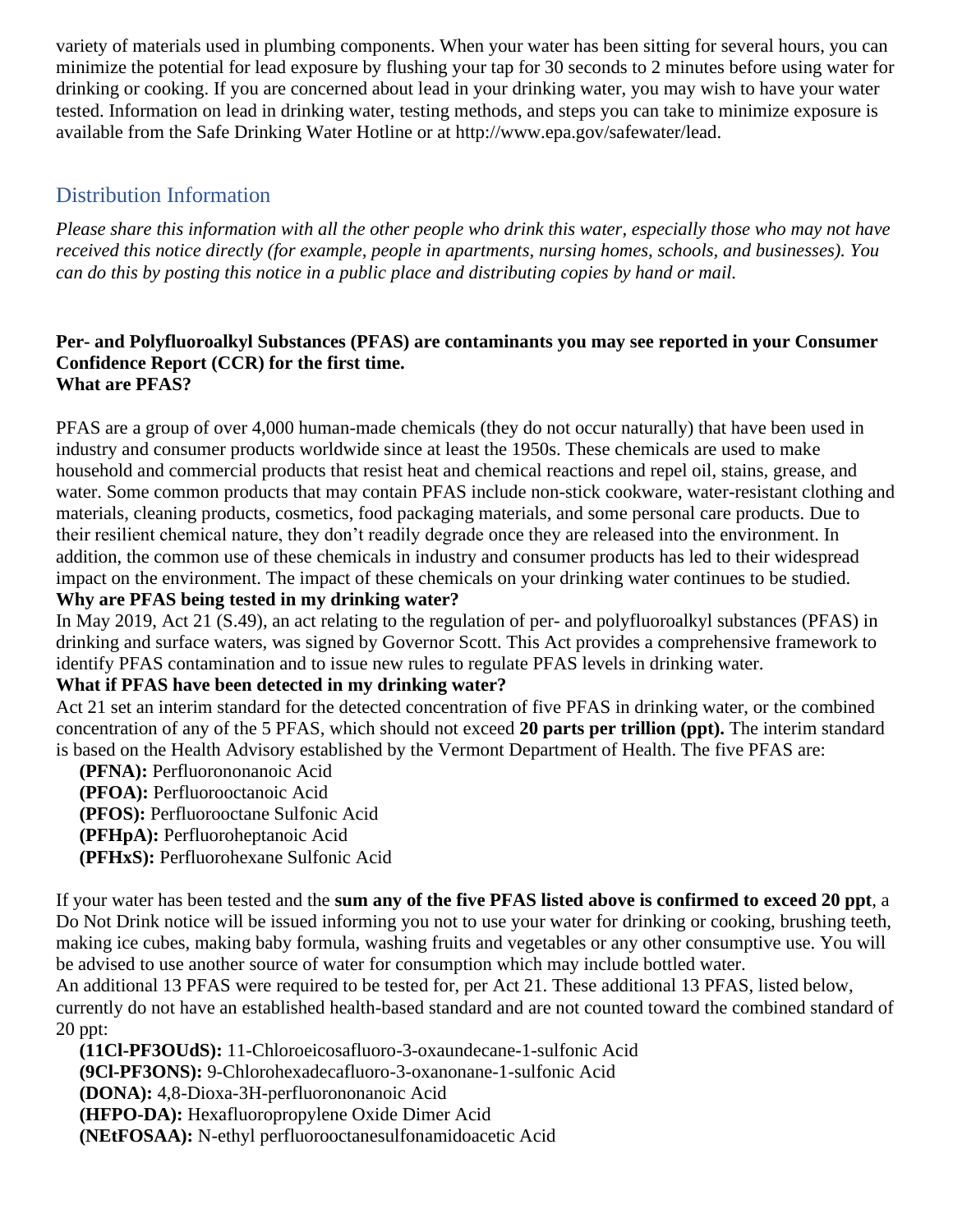variety of materials used in plumbing components. When your water has been sitting for several hours, you can minimize the potential for lead exposure by flushing your tap for 30 seconds to 2 minutes before using water for drinking or cooking. If you are concerned about lead in your drinking water, you may wish to have your water tested. Information on lead in drinking water, testing methods, and steps you can take to minimize exposure is available from the Safe Drinking Water Hotline or at http://www.epa.gov/safewater/lead.

## Distribution Information

*Please share this information with all the other people who drink this water, especially those who may not have received this notice directly (for example, people in apartments, nursing homes, schools, and businesses). You can do this by posting this notice in a public place and distributing copies by hand or mail.*

**Per- and Polyfluoroalkyl Substances (PFAS) are contaminants you may see reported in your Consumer Confidence Report (CCR) for the first time.**
**What are PFAS?**

PFAS are a group of over 4,000 human-made chemicals (they do not occur naturally) that have been used in industry and consumer products worldwide since at least the 1950s. These chemicals are used to make household and commercial products that resist heat and chemical reactions and repel oil, stains, grease, and water. Some common products that may contain PFAS include non-stick cookware, water-resistant clothing and materials, cleaning products, cosmetics, food packaging materials, and some personal care products. Due to their resilient chemical nature, they don't readily degrade once they are released into the environment. In addition, the common use of these chemicals in industry and consumer products has led to their widespread impact on the environment. The impact of these chemicals on your drinking water continues to be studied.

**Why are PFAS being tested in my drinking water?**

In May 2019, Act 21 (S.49), an act relating to the regulation of per- and polyfluoroalkyl substances (PFAS) in drinking and surface waters, was signed by Governor Scott. This Act provides a comprehensive framework to identify PFAS contamination and to issue new rules to regulate PFAS levels in drinking water.

**What if PFAS have been detected in my drinking water?**

Act 21 set an interim standard for the detected concentration of five PFAS in drinking water, or the combined concentration of any of the 5 PFAS, which should not exceed **20 parts per trillion (ppt).** The interim standard is based on the Health Advisory established by the Vermont Department of Health. The five PFAS are:

- **(PFNA):** Perfluorononanoic Acid
- **(PFOA):** Perfluorooctanoic Acid
- **(PFOS):** Perfluorooctane Sulfonic Acid
- **(PFHpA):** Perfluoroheptanoic Acid
- **(PFHxS):** Perfluorohexane Sulfonic Acid

If your water has been tested and the **sum any of the five PFAS listed above is confirmed to exceed 20 ppt**, a Do Not Drink notice will be issued informing you not to use your water for drinking or cooking, brushing teeth, making ice cubes, making baby formula, washing fruits and vegetables or any other consumptive use. You will be advised to use another source of water for consumption which may include bottled water.

An additional 13 PFAS were required to be tested for, per Act 21. These additional 13 PFAS, listed below, currently do not have an established health-based standard and are not counted toward the combined standard of 20 ppt:

- **(11Cl-PF3OUdS):** 11-Chloroeicosafluoro-3-oxaundecane-1-sulfonic Acid
- **(9Cl-PF3ONS):** 9-Chlorohexadecafluoro-3-oxanonane-1-sulfonic Acid
- **(DONA):** 4,8-Dioxa-3H-perfluorononanoic Acid
- **(HFPO-DA):** Hexafluoropropylene Oxide Dimer Acid
- **(NEtFOSAA):** N-ethyl perfluorooctanesulfonamidoacetic Acid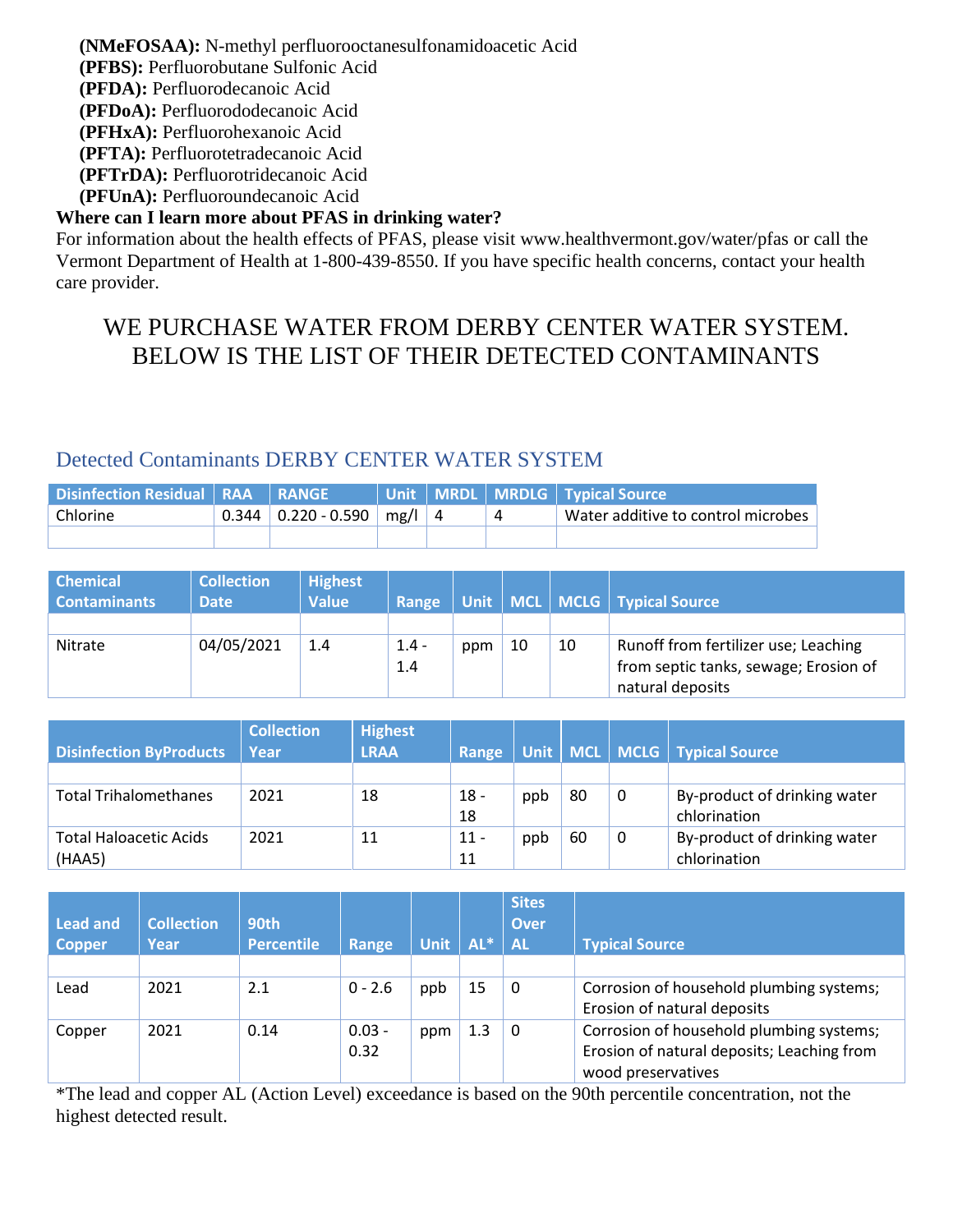**(NMeFOSAA):** N-methyl perfluorooctanesulfonamidoacetic Acid
**(PFBS):** Perfluorobutane Sulfonic Acid
**(PFDA):** Perfluorodecanoic Acid
**(PFDoA):** Perfluorododecanoic Acid
**(PFHxA):** Perfluorohexanoic Acid
**(PFTA):** Perfluorotetradecanoic Acid
**(PFTrDA):** Perfluorotridecanoic Acid
**(PFUnA):** Perfluoroundecanoic Acid

**Where can I learn more about PFAS in drinking water?**

For information about the health effects of PFAS, please visit www.healthvermont.gov/water/pfas or call the Vermont Department of Health at 1-800-439-8550. If you have specific health concerns, contact your health care provider.

# WE PURCHASE WATER FROM DERBY CENTER WATER SYSTEM. BELOW IS THE LIST OF THEIR DETECTED CONTAMINANTS

## Detected Contaminants DERBY CENTER WATER SYSTEM

| Disinfection Residual | RAA | RANGE | Unit | MRDL | MRDLG | Typical Source |
|---|---|---|---|---|---|---|
| Chlorine | 0.344 | 0.220 - 0.590 | mg/l | 4 | 4 | Water additive to control microbes |
| | | | | | | |

| Chemical Contaminants | Collection Date | Highest Value | Range | Unit | MCL | MCLG | Typical Source |
|---|---|---|---|---|---|---|---|
| | | | | | | | |
| Nitrate | 04/05/2021 | 1.4 | 1.4 - 1.4 | ppm | 10 | 10 | Runoff from fertilizer use; Leaching from septic tanks, sewage; Erosion of natural deposits |

| Disinfection ByProducts | Collection Year | Highest LRAA | Range | Unit | MCL | MCLG | Typical Source |
|---|---|---|---|---|---|---|---|
| | | | | | | | |
| Total Trihalomethanes | 2021 | 18 | 18 - 18 | ppb | 80 | 0 | By-product of drinking water chlorination |
| Total Haloacetic Acids (HAA5) | 2021 | 11 | 11 - 11 | ppb | 60 | 0 | By-product of drinking water chlorination |

| Lead and Copper | Collection Year | 90th Percentile | Range | Unit | AL* | Sites Over AL | Typical Source |
|---|---|---|---|---|---|---|---|
| | | | | | | | |
| Lead | 2021 | 2.1 | 0 - 2.6 | ppb | 15 | 0 | Corrosion of household plumbing systems; Erosion of natural deposits |
| Copper | 2021 | 0.14 | 0.03 - 0.32 | ppm | 1.3 | 0 | Corrosion of household plumbing systems; Erosion of natural deposits; Leaching from wood preservatives |

*The lead and copper AL (Action Level) exceedance is based on the 90th percentile concentration, not the highest detected result.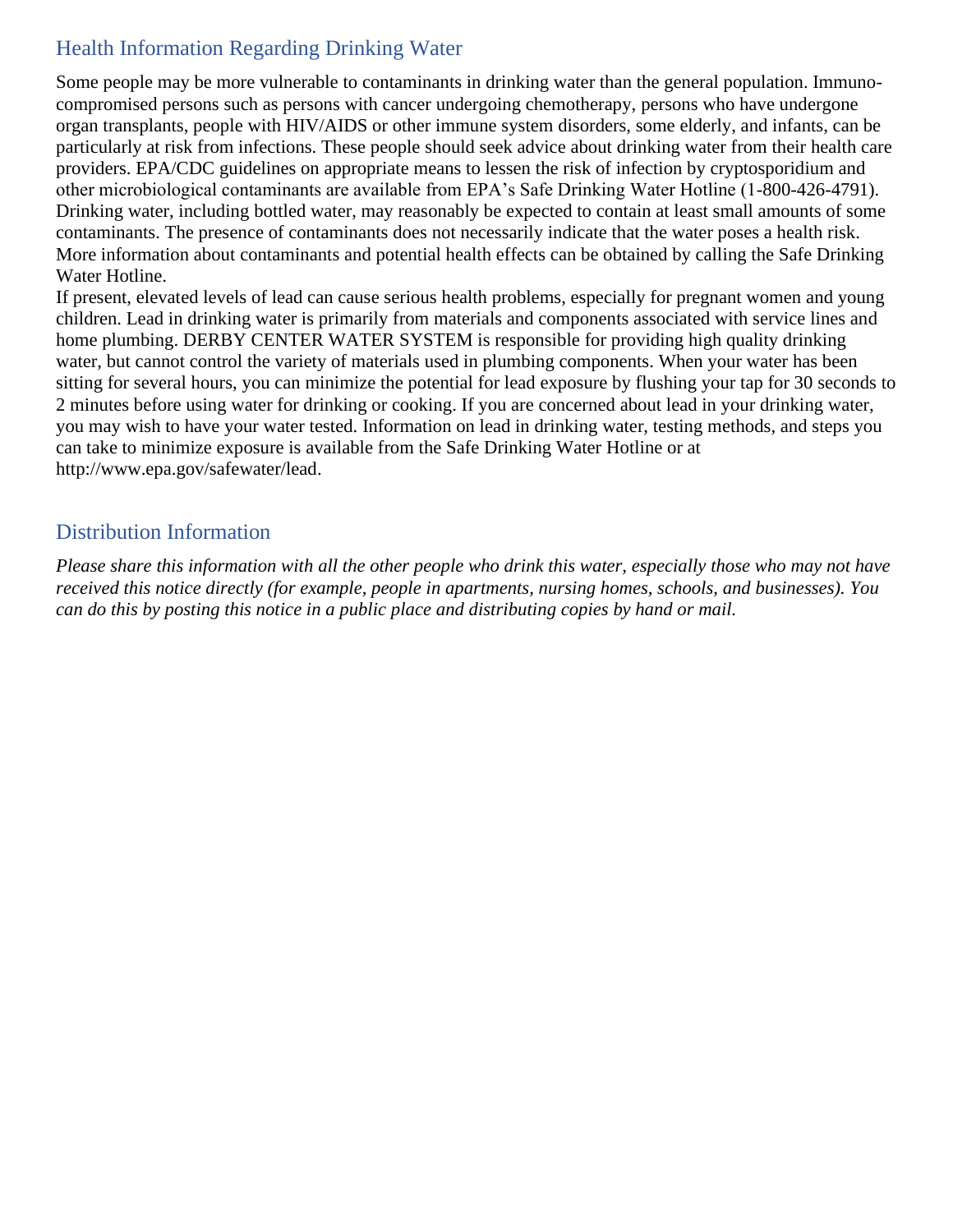## Health Information Regarding Drinking Water

Some people may be more vulnerable to contaminants in drinking water than the general population. Immuno-compromised persons such as persons with cancer undergoing chemotherapy, persons who have undergone organ transplants, people with HIV/AIDS or other immune system disorders, some elderly, and infants, can be particularly at risk from infections. These people should seek advice about drinking water from their health care providers. EPA/CDC guidelines on appropriate means to lessen the risk of infection by cryptosporidium and other microbiological contaminants are available from EPA's Safe Drinking Water Hotline (1-800-426-4791). Drinking water, including bottled water, may reasonably be expected to contain at least small amounts of some contaminants. The presence of contaminants does not necessarily indicate that the water poses a health risk. More information about contaminants and potential health effects can be obtained by calling the Safe Drinking Water Hotline.

If present, elevated levels of lead can cause serious health problems, especially for pregnant women and young children. Lead in drinking water is primarily from materials and components associated with service lines and home plumbing. DERBY CENTER WATER SYSTEM is responsible for providing high quality drinking water, but cannot control the variety of materials used in plumbing components. When your water has been sitting for several hours, you can minimize the potential for lead exposure by flushing your tap for 30 seconds to 2 minutes before using water for drinking or cooking. If you are concerned about lead in your drinking water, you may wish to have your water tested. Information on lead in drinking water, testing methods, and steps you can take to minimize exposure is available from the Safe Drinking Water Hotline or at http://www.epa.gov/safewater/lead.

## Distribution Information

*Please share this information with all the other people who drink this water, especially those who may not have received this notice directly (for example, people in apartments, nursing homes, schools, and businesses). You can do this by posting this notice in a public place and distributing copies by hand or mail.*